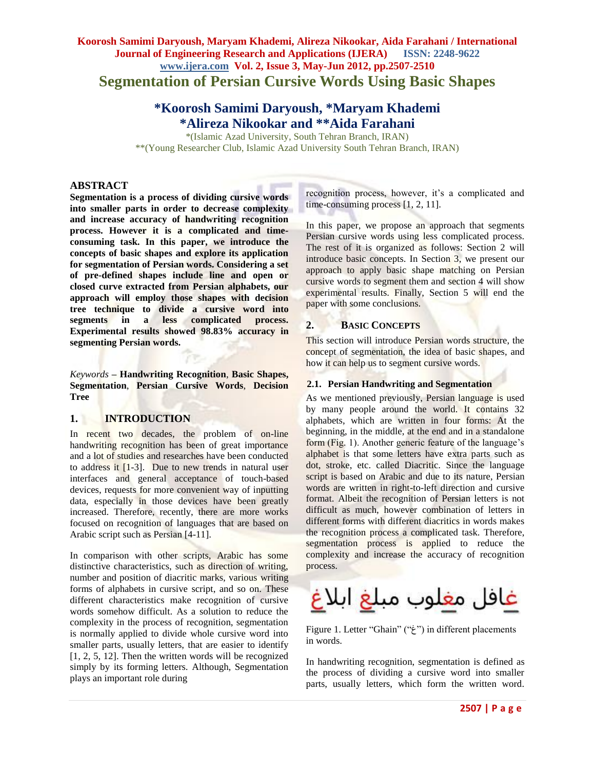# Segmentation of Persian Cursive Words Using Basic Shapes

**\*Koorosh Samimi Daryoush, \*Maryam Khademi**
**\*Alireza Nikookar and \*\*Aida Farahani**

\*(Islamic Azad University, South Tehran Branch, IRAN)
\*\*(Young Researcher Club, Islamic Azad University South Tehran Branch, IRAN)

## ABSTRACT

**Segmentation is a process of dividing cursive words into smaller parts in order to decrease complexity and increase accuracy of handwriting recognition process. However it is a complicated and time-consuming task. In this paper, we introduce the concepts of basic shapes and explore its application for segmentation of Persian words. Considering a set of pre-defined shapes include line and open or closed curve extracted from Persian alphabets, our approach will employ those shapes with decision tree technique to divide a cursive word into segments in a less complicated process. Experimental results showed 98.83% accuracy in segmenting Persian words.**

*Keywords* – **Handwriting Recognition**, **Basic Shapes, Segmentation**, **Persian Cursive Words**, **Decision Tree**

## 1. INTRODUCTION

In recent two decades, the problem of on-line handwriting recognition has been of great importance and a lot of studies and researches have been conducted to address it [1-3]. Due to new trends in natural user interfaces and general acceptance of touch-based devices, requests for more convenient way of inputting data, especially in those devices have been greatly increased. Therefore, recently, there are more works focused on recognition of languages that are based on Arabic script such as Persian [4-11].

In comparison with other scripts, Arabic has some distinctive characteristics, such as direction of writing, number and position of diacritic marks, various writing forms of alphabets in cursive script, and so on. These different characteristics make recognition of cursive words somehow difficult. As a solution to reduce the complexity in the process of recognition, segmentation is normally applied to divide whole cursive word into smaller parts, usually letters, that are easier to identify [1, 2, 5, 12]. Then the written words will be recognized simply by its forming letters. Although, Segmentation plays an important role during recognition process, however, it's a complicated and time-consuming process [1, 2, 11].

In this paper, we propose an approach that segments Persian cursive words using less complicated process. The rest of it is organized as follows: Section 2 will introduce basic concepts. In Section 3, we present our approach to apply basic shape matching on Persian cursive words to segment them and section 4 will show experimental results. Finally, Section 5 will end the paper with some conclusions.

## 2. BASIC CONCEPTS

This section will introduce Persian words structure, the concept of segmentation, the idea of basic shapes, and how it can help us to segment cursive words.

### 2.1. Persian Handwriting and Segmentation

As we mentioned previously, Persian language is used by many people around the world. It contains 32 alphabets, which are written in four forms: At the beginning, in the middle, at the end and in a standalone form (Fig. 1). Another generic feature of the language's alphabet is that some letters have extra parts such as dot, stroke, etc. called Diacritic. Since the language script is based on Arabic and due to its nature, Persian words are written in right-to-left direction and cursive format. Albeit the recognition of Persian letters is not difficult as much, however combination of letters in different forms with different diacritics in words makes the recognition process a complicated task. Therefore, segmentation process is applied to reduce the complexity and increase the accuracy of recognition process.

غافل مغلوب مبلغ ابلاغ

Figure 1. Letter "Ghain" ("غ") in different placements in words.

In handwriting recognition, segmentation is defined as the process of dividing a cursive word into smaller parts, usually letters, which form the written word.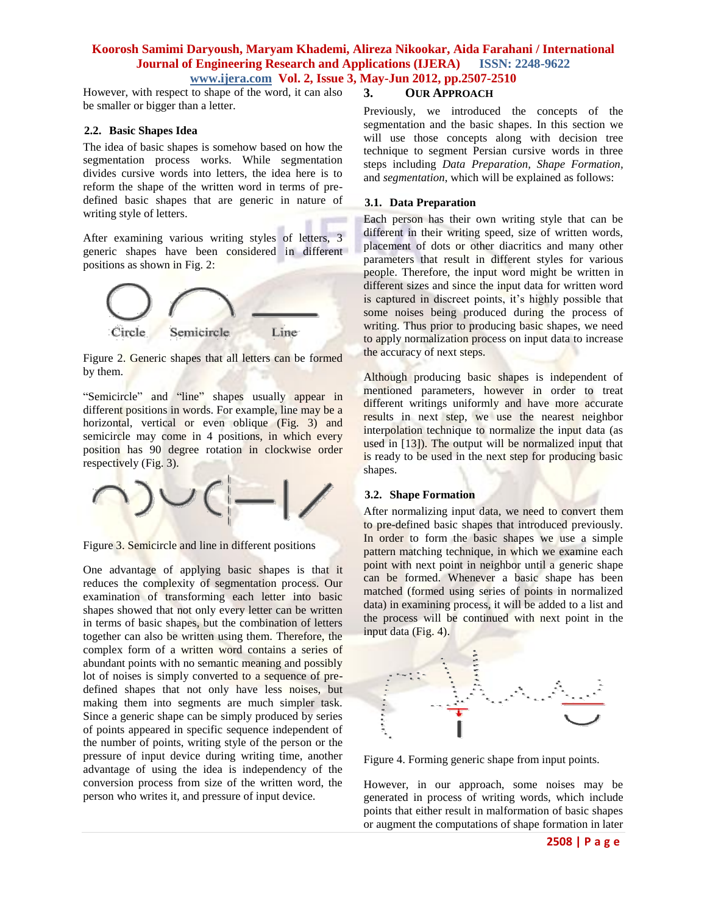However, with respect to shape of the word, it can also be smaller or bigger than a letter.

### 2.2. Basic Shapes Idea

The idea of basic shapes is somehow based on how the segmentation process works. While segmentation divides cursive words into letters, the idea here is to reform the shape of the written word in terms of pre-defined basic shapes that are generic in nature of writing style of letters.

After examining various writing styles of letters, 3 generic shapes have been considered in different positions as shown in Fig. 2:

Figure 2. Generic shapes that all letters can be formed by them.

"Semicircle" and "line" shapes usually appear in different positions in words. For example, line may be a horizontal, vertical or even oblique (Fig. 3) and semicircle may come in 4 positions, in which every position has 90 degree rotation in clockwise order respectively (Fig. 3).

Figure 3. Semicircle and line in different positions

One advantage of applying basic shapes is that it reduces the complexity of segmentation process. Our examination of transforming each letter into basic shapes showed that not only every letter can be written in terms of basic shapes, but the combination of letters together can also be written using them. Therefore, the complex form of a written word contains a series of abundant points with no semantic meaning and possibly lot of noises is simply converted to a sequence of pre-defined shapes that not only have less noises, but making them into segments are much simpler task. Since a generic shape can be simply produced by series of points appeared in specific sequence independent of the number of points, writing style of the person or the pressure of input device during writing time, another advantage of using the idea is independency of the conversion process from size of the written word, the person who writes it, and pressure of input device.

## 3. Our Approach

Previously, we introduced the concepts of the segmentation and the basic shapes. In this section we will use those concepts along with decision tree technique to segment Persian cursive words in three steps including *Data Preparation*, *Shape Formation*, and *segmentation*, which will be explained as follows:

### 3.1. Data Preparation

Each person has their own writing style that can be different in their writing speed, size of written words, placement of dots or other diacritics and many other parameters that result in different styles for various people. Therefore, the input word might be written in different sizes and since the input data for written word is captured in discreet points, it's highly possible that some noises being produced during the process of writing. Thus prior to producing basic shapes, we need to apply normalization process on input data to increase the accuracy of next steps.

Although producing basic shapes is independent of mentioned parameters, however in order to treat different writings uniformly and have more accurate results in next step, we use the nearest neighbor interpolation technique to normalize the input data (as used in [13]). The output will be normalized input that is ready to be used in the next step for producing basic shapes.

### 3.2. Shape Formation

After normalizing input data, we need to convert them to pre-defined basic shapes that introduced previously. In order to form the basic shapes we use a simple pattern matching technique, in which we examine each point with next point in neighbor until a generic shape can be formed. Whenever a basic shape has been matched (formed using series of points in normalized data) in examining process, it will be added to a list and the process will be continued with next point in the input data (Fig. 4).

Figure 4. Forming generic shape from input points.

However, in our approach, some noises may be generated in process of writing words, which include points that either result in malformation of basic shapes or augment the computations of shape formation in later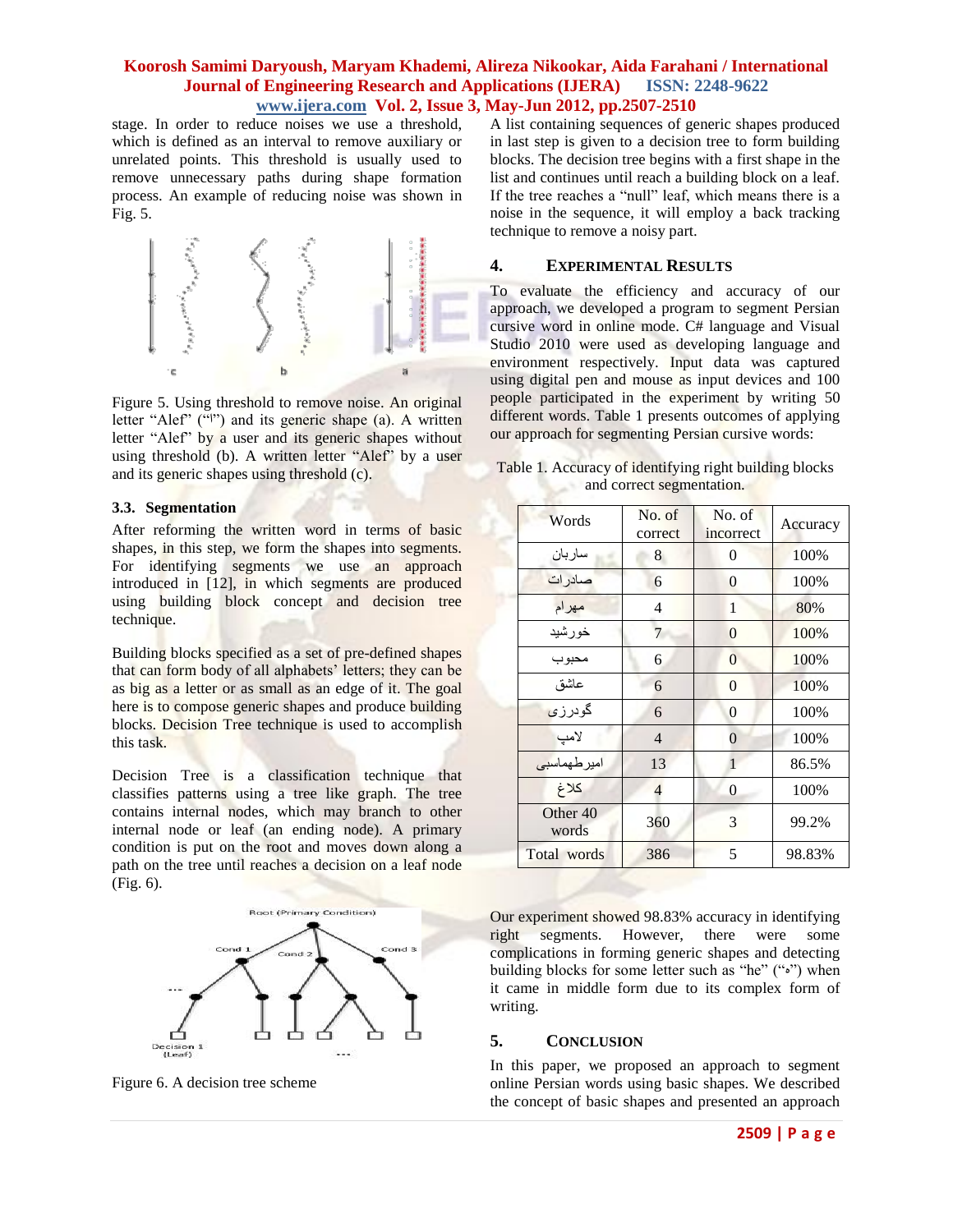stage. In order to reduce noises we use a threshold, which is defined as an interval to remove auxiliary or unrelated points. This threshold is usually used to remove unnecessary paths during shape formation process. An example of reducing noise was shown in Fig. 5.

Figure 5. Using threshold to remove noise. An original letter "Alef" ("ا") and its generic shape (a). A written letter "Alef" by a user and its generic shapes without using threshold (b). A written letter "Alef" by a user and its generic shapes using threshold (c).

### 3.3. Segmentation

After reforming the written word in terms of basic shapes, in this step, we form the shapes into segments. For identifying segments we use an approach introduced in [12], in which segments are produced using building block concept and decision tree technique.

Building blocks specified as a set of pre-defined shapes that can form body of all alphabets' letters; they can be as big as a letter or as small as an edge of it. The goal here is to compose generic shapes and produce building blocks. Decision Tree technique is used to accomplish this task.

Decision Tree is a classification technique that classifies patterns using a tree like graph. The tree contains internal nodes, which may branch to other internal node or leaf (an ending node). A primary condition is put on the root and moves down along a path on the tree until reaches a decision on a leaf node (Fig. 6).

Figure 6. A decision tree scheme

A list containing sequences of generic shapes produced in last step is given to a decision tree to form building blocks. The decision tree begins with a first shape in the list and continues until reach a building block on a leaf. If the tree reaches a "null" leaf, which means there is a noise in the sequence, it will employ a back tracking technique to remove a noisy part.

## 4. Experimental Results

To evaluate the efficiency and accuracy of our approach, we developed a program to segment Persian cursive word in online mode. C# language and Visual Studio 2010 were used as developing language and environment respectively. Input data was captured using digital pen and mouse as input devices and 100 people participated in the experiment by writing 50 different words. Table 1 presents outcomes of applying our approach for segmenting Persian cursive words:

Table 1. Accuracy of identifying right building blocks and correct segmentation.

| Words | No. of correct | No. of incorrect | Accuracy |
|---|---|---|---|
| ساربان | 8 | 0 | 100% |
| صادرات | 6 | 0 | 100% |
| مهرام | 4 | 1 | 80% |
| خورشید | 7 | 0 | 100% |
| محبوب | 6 | 0 | 100% |
| عاشق | 6 | 0 | 100% |
| گودرزی | 6 | 0 | 100% |
| لامپ | 4 | 0 | 100% |
| امیرطهماسبی | 13 | 1 | 86.5% |
| کلاغ | 4 | 0 | 100% |
| Other 40 words | 360 | 3 | 99.2% |
| Total words | 386 | 5 | 98.83% |

Our experiment showed 98.83% accuracy in identifying right segments. However, there were some complications in forming generic shapes and detecting building blocks for some letter such as "he" ("ه") when it came in middle form due to its complex form of writing.

## 5. Conclusion

In this paper, we proposed an approach to segment online Persian words using basic shapes. We described the concept of basic shapes and presented an approach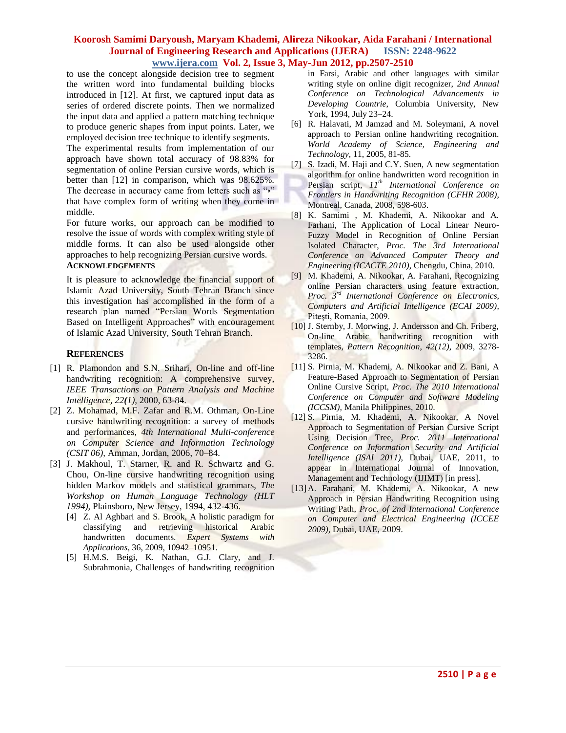to use the concept alongside decision tree to segment the written word into fundamental building blocks introduced in [12]. At first, we captured input data as series of ordered discrete points. Then we normalized the input data and applied a pattern matching technique to produce generic shapes from input points. Later, we employed decision tree technique to identify segments.

The experimental results from implementation of our approach have shown total accuracy of 98.83% for segmentation of online Persian cursive words, which is better than [12] in comparison, which was 98.625%. The decrease in accuracy came from letters such as "ه" that have complex form of writing when they come in middle.

For future works, our approach can be modified to resolve the issue of words with complex writing style of middle forms. It can also be used alongside other approaches to help recognizing Persian cursive words.

## Acknowledgements

It is pleasure to acknowledge the financial support of Islamic Azad University, South Tehran Branch since this investigation has accomplished in the form of a research plan named "Persian Words Segmentation Based on Intelligent Approaches" with encouragement of Islamic Azad University, South Tehran Branch.

## References

[1] R. Plamondon and S.N. Srihari, On-line and off-line handwriting recognition: A comprehensive survey, *IEEE Transactions on Pattern Analysis and Machine Intelligence, 22(1)*, 2000, 63-84.

[2] Z. Mohamad, M.F. Zafar and R.M. Othman, On-Line cursive handwriting recognition: a survey of methods and performances, *4th International Multi-conference on Computer Science and Information Technology (CSIT 06)*, Amman, Jordan, 2006, 70–84.

[3] J. Makhoul, T. Starner, R. and R. Schwartz and G. Chou, On-line cursive handwriting recognition using hidden Markov models and statistical grammars, *The Workshop on Human Language Technology (HLT 1994)*, Plainsboro, New Jersey, 1994, 432-436.

[4] Z. Al Aghbari and S. Brook, A holistic paradigm for classifying and retrieving historical Arabic handwritten documents. *Expert Systems with Applications*, 36, 2009, 10942–10951.

[5] H.M.S. Beigi, K. Nathan, G.J. Clary, and J. Subrahmonia, Challenges of handwriting recognition in Farsi, Arabic and other languages with similar writing style on online digit recognizer, *2nd Annual Conference on Technological Advancements in Developing Countrie*, Columbia University, New York, 1994, July 23–24.

[6] R. Halavati, M Jamzad and M. Soleymani, A novel approach to Persian online handwriting recognition. *World Academy of Science, Engineering and Technology*, 11, 2005, 81-85.

[7] S. Izadi, M. Haji and C.Y. Suen, A new segmentation algorithm for online handwritten word recognition in Persian script, *11th International Conference on Frontiers in Handwriting Recognition (CFHR 2008)*, Montreal, Canada, 2008, 598-603.

[8] K. Samimi , M. Khademi, A. Nikookar and A. Farhani, The Application of Local Linear Neuro-Fuzzy Model in Recognition of Online Persian Isolated Character, *Proc. The 3rd International Conference on Advanced Computer Theory and Engineering (ICACTE 2010)*, Chengdu, China, 2010.

[9] M. Khademi, A. Nikookar, A. Farahani, Recognizing online Persian characters using feature extraction, *Proc. 3rd International Conference on Electronics, Computers and Artificial Intelligence (ECAI 2009)*, Pitești, Romania, 2009.

[10] J. Sternby, J. Morwing, J. Andersson and Ch. Friberg, On-line Arabic handwriting recognition with templates, *Pattern Recognition, 42(12)*, 2009, 3278-3286.

[11] S. Pirnia, M. Khademi, A. Nikookar and Z. Bani, A Feature-Based Approach to Segmentation of Persian Online Cursive Script, *Proc. The 2010 International Conference on Computer and Software Modeling (ICCSM)*, Manila Philippines, 2010.

[12] S. Pirnia, M. Khademi, A. Nikookar, A Novel Approach to Segmentation of Persian Cursive Script Using Decision Tree, *Proc. 2011 International Conference on Information Security and Artificial Intelligence (ISAI 2011)*, Dubai, UAE, 2011, to appear in International Journal of Innovation, Management and Technology (IJIMT) [in press].

[13] A. Farahani, M. Khademi, A. Nikookar, A new Approach in Persian Handwriting Recognition using Writing Path, *Proc. of 2nd International Conference on Computer and Electrical Engineering (ICCEE 2009)*, Dubai, UAE, 2009.